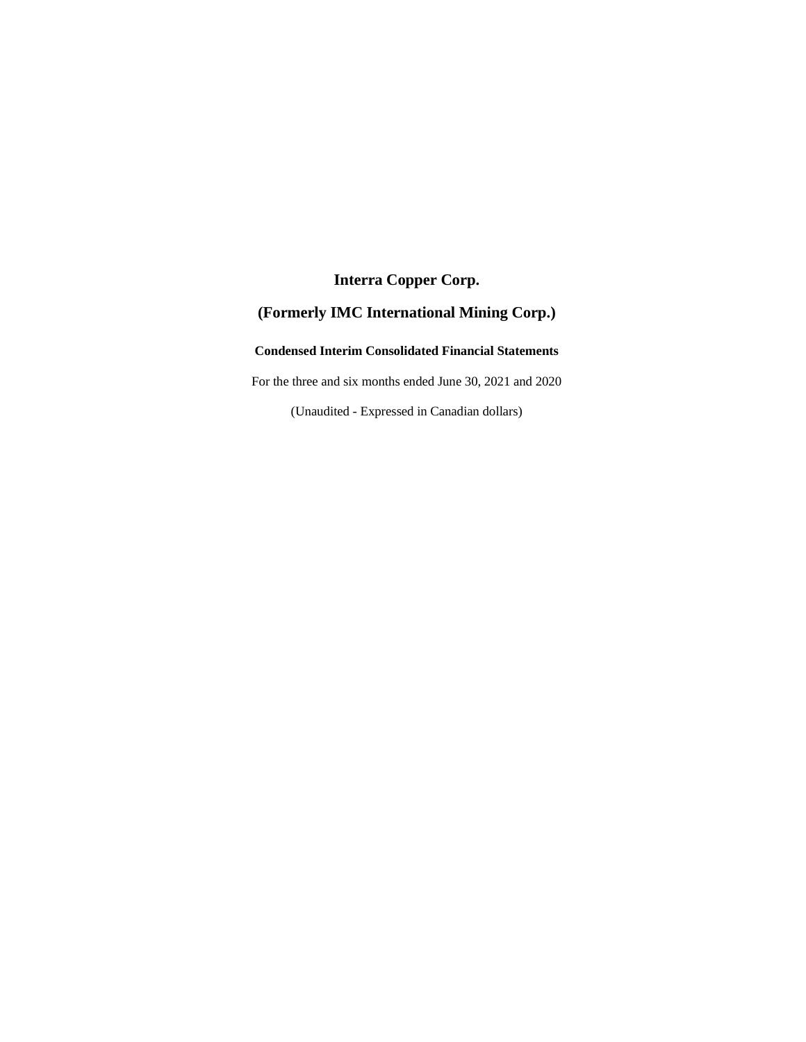# Interra Copper Corp.

# (Formerly IMC International Mining Corp.)

**Condensed Interim Consolidated Financial Statements**

For the three and six months ended June 30, 2021 and 2020

(Unaudited - Expressed in Canadian dollars)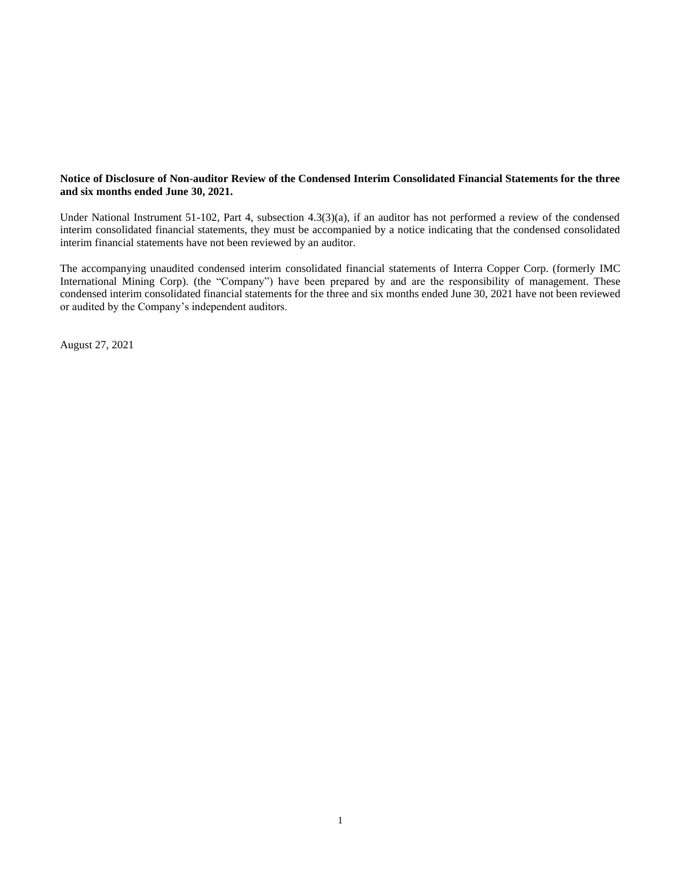**Notice of Disclosure of Non-auditor Review of the Condensed Interim Consolidated Financial Statements for the three and six months ended June 30, 2021.**

Under National Instrument 51-102, Part 4, subsection 4.3(3)(a), if an auditor has not performed a review of the condensed interim consolidated financial statements, they must be accompanied by a notice indicating that the condensed consolidated interim financial statements have not been reviewed by an auditor.

The accompanying unaudited condensed interim consolidated financial statements of Interra Copper Corp. (formerly IMC International Mining Corp). (the "Company") have been prepared by and are the responsibility of management. These condensed interim consolidated financial statements for the three and six months ended June 30, 2021 have not been reviewed or audited by the Company's independent auditors.

August 27, 2021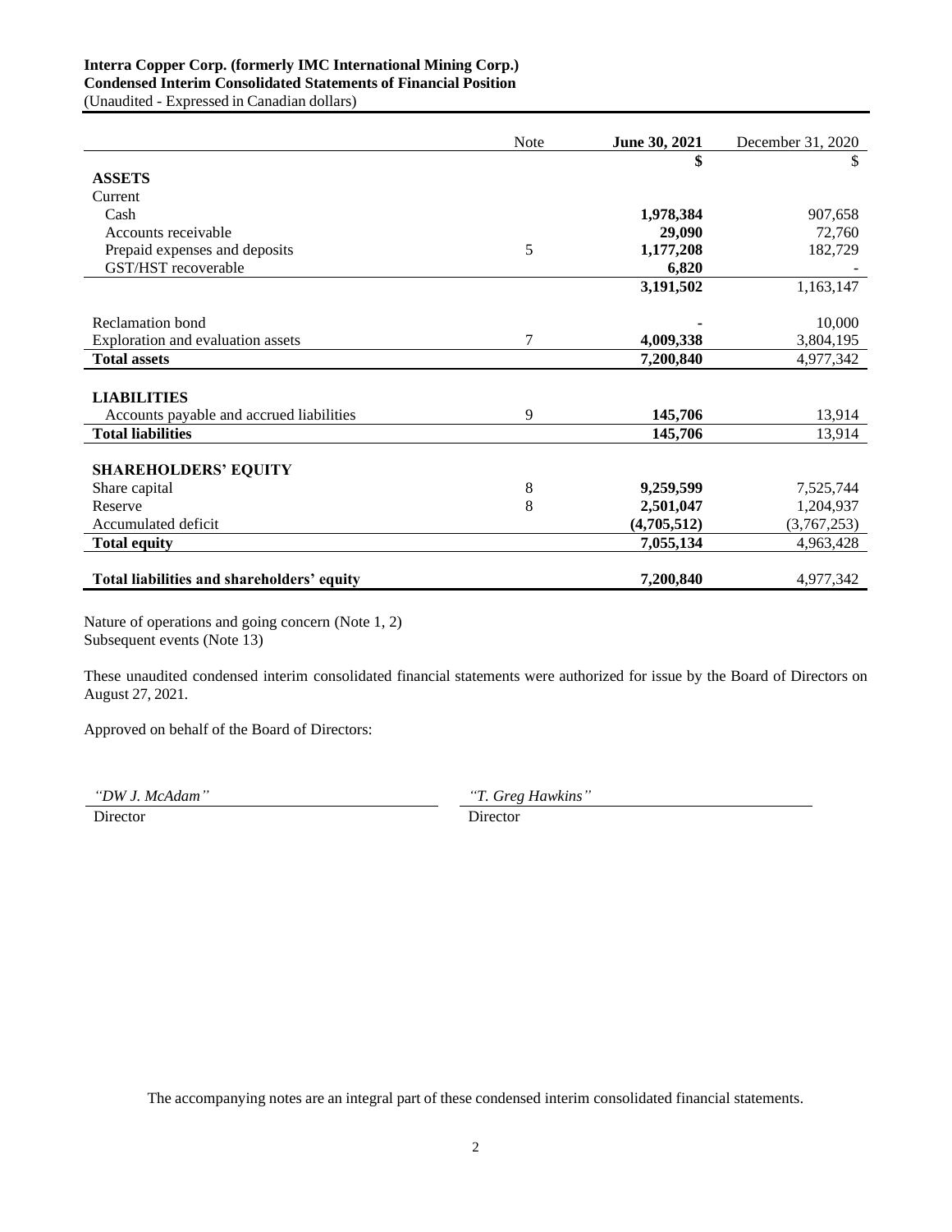**Interra Copper Corp. (formerly IMC International Mining Corp.)**
**Condensed Interim Consolidated Statements of Financial Position**
(Unaudited - Expressed in Canadian dollars)

| | Note | **June 30, 2021** | December 31, 2020 |
|---|---|---|---|
| | | **$** | $ |
| **ASSETS** | | | |
| Current | | | |
| Cash | | **1,978,384** | 907,658 |
| Accounts receivable | | **29,090** | 72,760 |
| Prepaid expenses and deposits | 5 | **1,177,208** | 182,729 |
| GST/HST recoverable | | **6,820** | - |
| | | **3,191,502** | 1,163,147 |
| Reclamation bond | | **-** | 10,000 |
| Exploration and evaluation assets | 7 | **4,009,338** | 3,804,195 |
| **Total assets** | | **7,200,840** | 4,977,342 |
| **LIABILITIES** | | | |
| Accounts payable and accrued liabilities | 9 | **145,706** | 13,914 |
| **Total liabilities** | | **145,706** | 13,914 |
| **SHAREHOLDERS' EQUITY** | | | |
| Share capital | 8 | **9,259,599** | 7,525,744 |
| Reserve | 8 | **2,501,047** | 1,204,937 |
| Accumulated deficit | | **(4,705,512)** | (3,767,253) |
| **Total equity** | | **7,055,134** | 4,963,428 |
| **Total liabilities and shareholders' equity** | | **7,200,840** | 4,977,342 |

Nature of operations and going concern (Note 1, 2)
Subsequent events (Note 13)

These unaudited condensed interim consolidated financial statements were authorized for issue by the Board of Directors on August 27, 2021.

Approved on behalf of the Board of Directors:

| *"DW J. McAdam"* | *"T. Greg Hawkins"* |
|---|---|
| Director | Director |

The accompanying notes are an integral part of these condensed interim consolidated financial statements.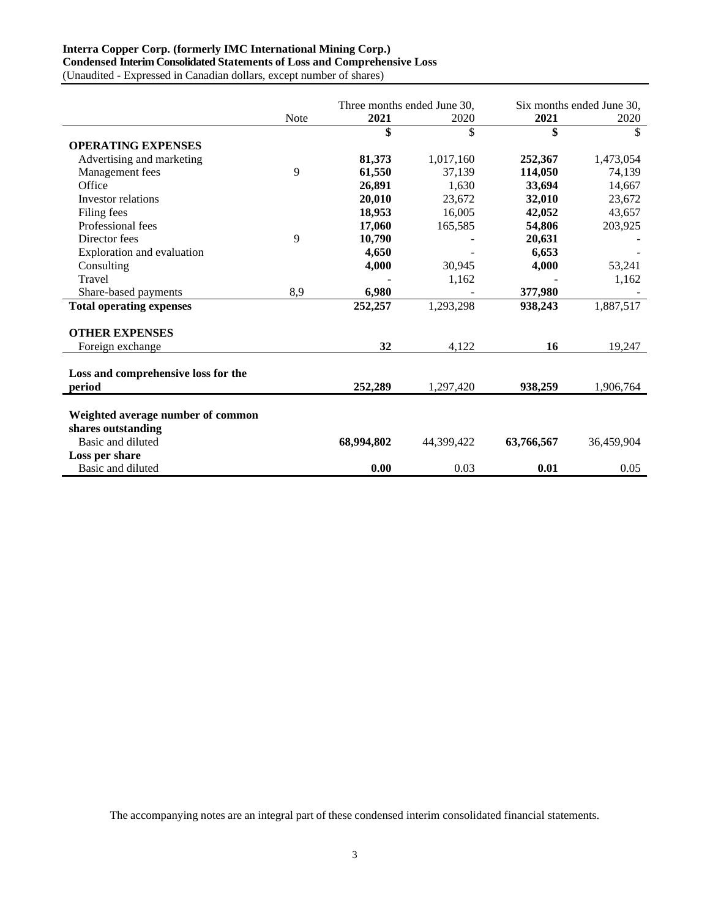**Interra Copper Corp. (formerly IMC International Mining Corp.)**
**Condensed Interim Consolidated Statements of Loss and Comprehensive Loss**
(Unaudited - Expressed in Canadian dollars, except number of shares)

| | Note | Three months ended June 30, | | Six months ended June 30, | |
|---|---|---|---|---|---|
| | | **2021** | 2020 | **2021** | 2020 |
| | | **$** | $ | **$** | $ |
| **OPERATING EXPENSES** | | | | | |
| Advertising and marketing | | **81,373** | 1,017,160 | **252,367** | 1,473,054 |
| Management fees | 9 | **61,550** | 37,139 | **114,050** | 74,139 |
| Office | | **26,891** | 1,630 | **33,694** | 14,667 |
| Investor relations | | **20,010** | 23,672 | **32,010** | 23,672 |
| Filing fees | | **18,953** | 16,005 | **42,052** | 43,657 |
| Professional fees | | **17,060** | 165,585 | **54,806** | 203,925 |
| Director fees | 9 | **10,790** | - | **20,631** | - |
| Exploration and evaluation | | **4,650** | - | **6,653** | - |
| Consulting | | **4,000** | 30,945 | **4,000** | 53,241 |
| Travel | | **-** | 1,162 | **-** | 1,162 |
| Share-based payments | 8,9 | **6,980** | - | **377,980** | - |
| **Total operating expenses** | | **252,257** | 1,293,298 | **938,243** | 1,887,517 |
| | | | | | |
| **OTHER EXPENSES** | | | | | |
| Foreign exchange | | **32** | 4,122 | **16** | 19,247 |
| | | | | | |
| **Loss and comprehensive loss for the period** | | **252,289** | 1,297,420 | **938,259** | 1,906,764 |
| | | | | | |
| **Weighted average number of common shares outstanding** | | | | | |
| Basic and diluted | | **68,994,802** | 44,399,422 | **63,766,567** | 36,459,904 |
| **Loss per share** | | | | | |
| Basic and diluted | | **0.00** | 0.03 | **0.01** | 0.05 |

The accompanying notes are an integral part of these condensed interim consolidated financial statements.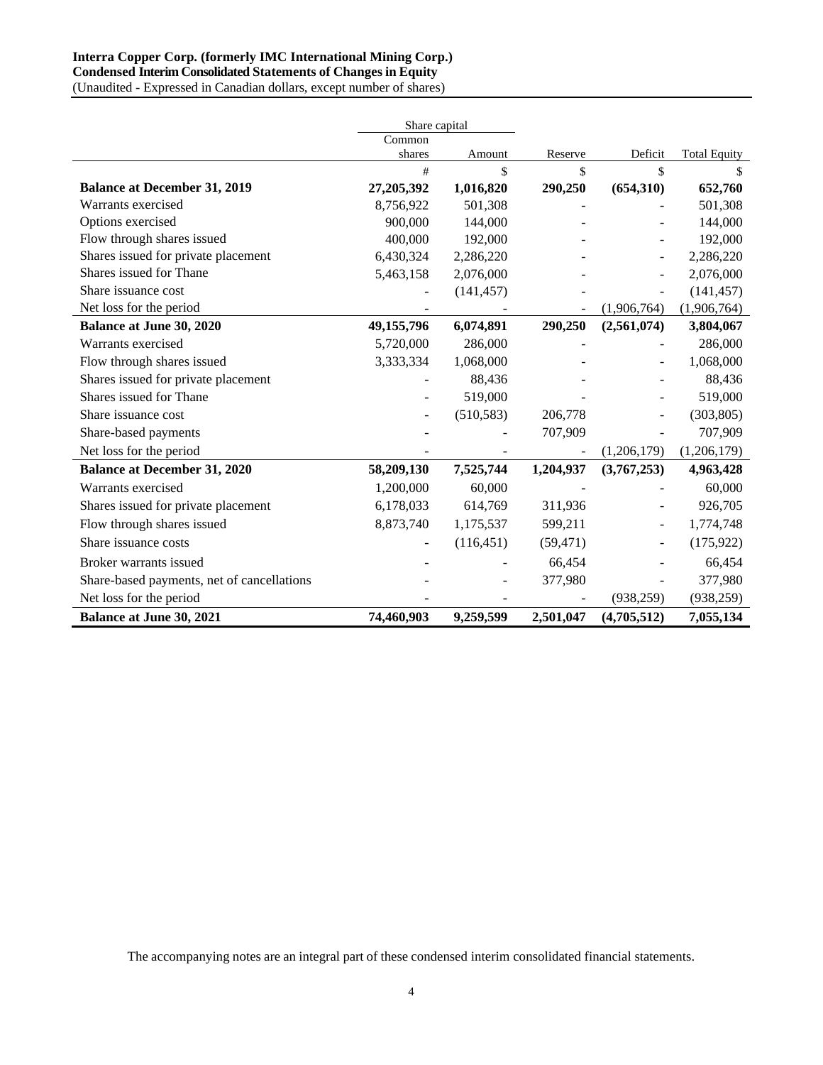**Interra Copper Corp. (formerly IMC International Mining Corp.)**
**Condensed Interim Consolidated Statements of Changes in Equity**
(Unaudited - Expressed in Canadian dollars, except number of shares)

| | Share capital | | | | |
|---|---|---|---|---|---|
| | Common shares | Amount | Reserve | Deficit | Total Equity |
| | # | $ | $ | $ | $ |
| **Balance at December 31, 2019** | **27,205,392** | **1,016,820** | **290,250** | **(654,310)** | **652,760** |
| Warrants exercised | 8,756,922 | 501,308 | - | - | 501,308 |
| Options exercised | 900,000 | 144,000 | - | - | 144,000 |
| Flow through shares issued | 400,000 | 192,000 | - | - | 192,000 |
| Shares issued for private placement | 6,430,324 | 2,286,220 | - | - | 2,286,220 |
| Shares issued for Thane | 5,463,158 | 2,076,000 | - | - | 2,076,000 |
| Share issuance cost | - | (141,457) | - | - | (141,457) |
| Net loss for the period | - | - | - | (1,906,764) | (1,906,764) |
| **Balance at June 30, 2020** | **49,155,796** | **6,074,891** | **290,250** | **(2,561,074)** | **3,804,067** |
| Warrants exercised | 5,720,000 | 286,000 | - | - | 286,000 |
| Flow through shares issued | 3,333,334 | 1,068,000 | - | - | 1,068,000 |
| Shares issued for private placement | - | 88,436 | - | - | 88,436 |
| Shares issued for Thane | - | 519,000 | - | - | 519,000 |
| Share issuance cost | - | (510,583) | 206,778 | - | (303,805) |
| Share-based payments | - | - | 707,909 | - | 707,909 |
| Net loss for the period | - | - | - | (1,206,179) | (1,206,179) |
| **Balance at December 31, 2020** | **58,209,130** | **7,525,744** | **1,204,937** | **(3,767,253)** | **4,963,428** |
| Warrants exercised | 1,200,000 | 60,000 | - | - | 60,000 |
| Shares issued for private placement | 6,178,033 | 614,769 | 311,936 | - | 926,705 |
| Flow through shares issued | 8,873,740 | 1,175,537 | 599,211 | - | 1,774,748 |
| Share issuance costs | - | (116,451) | (59,471) | - | (175,922) |
| Broker warrants issued | - | - | 66,454 | - | 66,454 |
| Share-based payments, net of cancellations | - | - | 377,980 | - | 377,980 |
| Net loss for the period | - | - | - | (938,259) | (938,259) |
| **Balance at June 30, 2021** | **74,460,903** | **9,259,599** | **2,501,047** | **(4,705,512)** | **7,055,134** |

The accompanying notes are an integral part of these condensed interim consolidated financial statements.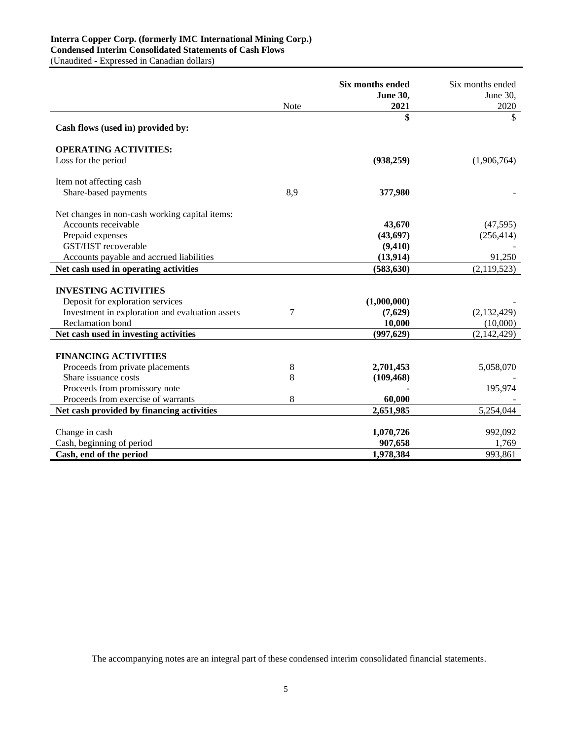**Interra Copper Corp. (formerly IMC International Mining Corp.)**
**Condensed Interim Consolidated Statements of Cash Flows**
(Unaudited - Expressed in Canadian dollars)

| | Note | **Six months ended June 30, 2021** | Six months ended June 30, 2020 |
|---|---|---|---|
| | | **$** | $ |
| **Cash flows (used in) provided by:** | | | |
| **OPERATING ACTIVITIES:** | | | |
| Loss for the period | | **(938,259)** | (1,906,764) |
| Item not affecting cash | | | |
| Share-based payments | 8,9 | **377,980** | - |
| Net changes in non-cash working capital items: | | | |
| Accounts receivable | | **43,670** | (47,595) |
| Prepaid expenses | | **(43,697)** | (256,414) |
| GST/HST recoverable | | **(9,410)** | - |
| Accounts payable and accrued liabilities | | **(13,914)** | 91,250 |
| **Net cash used in operating activities** | | **(583,630)** | (2,119,523) |
| **INVESTING ACTIVITIES** | | | |
| Deposit for exploration services | | **(1,000,000)** | - |
| Investment in exploration and evaluation assets | 7 | **(7,629)** | (2,132,429) |
| Reclamation bond | | **10,000** | (10,000) |
| **Net cash used in investing activities** | | **(997,629)** | (2,142,429) |
| **FINANCING ACTIVITIES** | | | |
| Proceeds from private placements | 8 | **2,701,453** | 5,058,070 |
| Share issuance costs | 8 | **(109,468)** | - |
| Proceeds from promissory note | | **-** | 195,974 |
| Proceeds from exercise of warrants | 8 | **60,000** | - |
| **Net cash provided by financing activities** | | **2,651,985** | 5,254,044 |
| Change in cash | | **1,070,726** | 992,092 |
| Cash, beginning of period | | **907,658** | 1,769 |
| **Cash, end of the period** | | **1,978,384** | 993,861 |

The accompanying notes are an integral part of these condensed interim consolidated financial statements.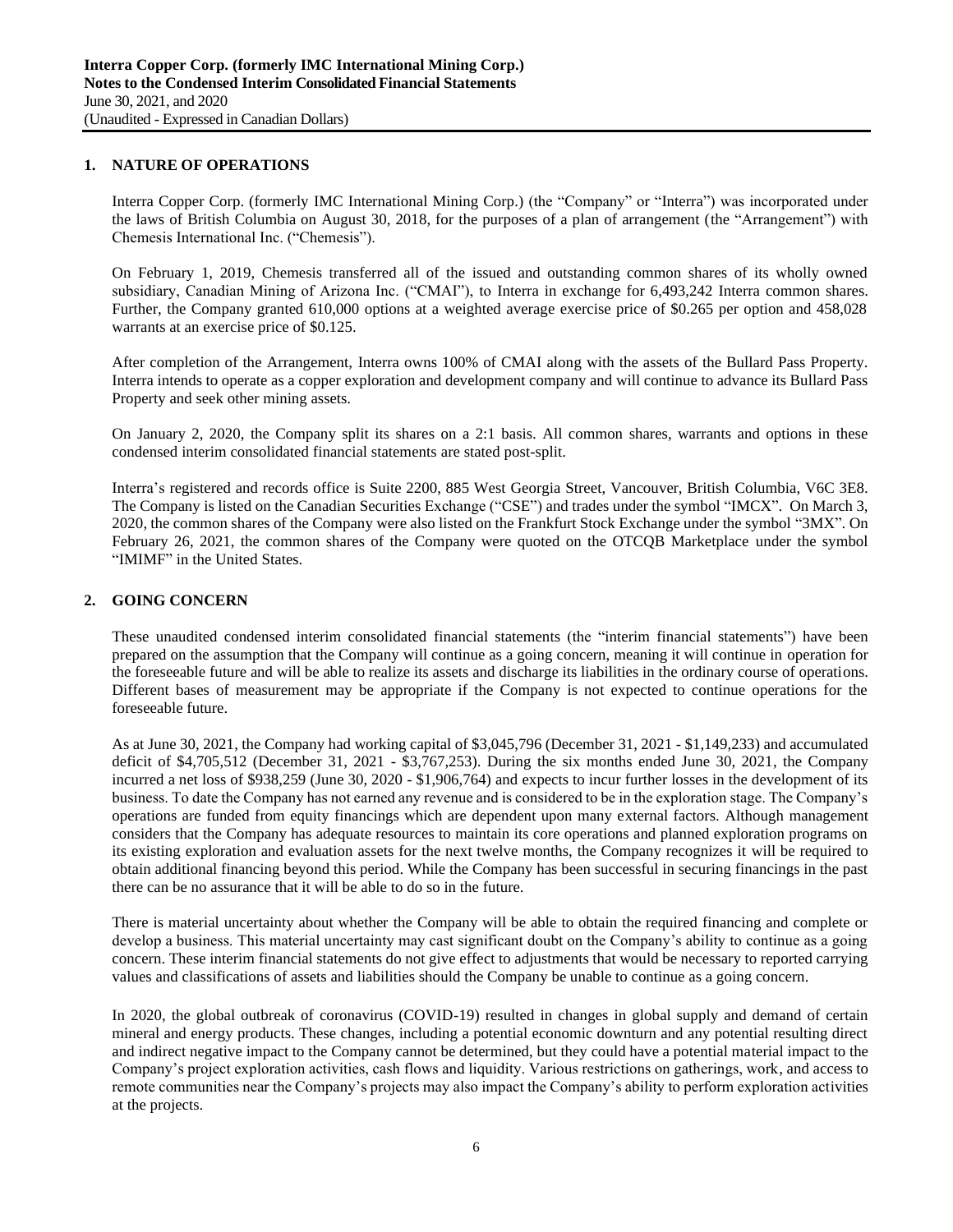## 1. NATURE OF OPERATIONS

Interra Copper Corp. (formerly IMC International Mining Corp.) (the "Company" or "Interra") was incorporated under the laws of British Columbia on August 30, 2018, for the purposes of a plan of arrangement (the "Arrangement") with Chemesis International Inc. ("Chemesis").

On February 1, 2019, Chemesis transferred all of the issued and outstanding common shares of its wholly owned subsidiary, Canadian Mining of Arizona Inc. ("CMAI"), to Interra in exchange for 6,493,242 Interra common shares. Further, the Company granted 610,000 options at a weighted average exercise price of \$0.265 per option and 458,028 warrants at an exercise price of \$0.125.

After completion of the Arrangement, Interra owns 100% of CMAI along with the assets of the Bullard Pass Property. Interra intends to operate as a copper exploration and development company and will continue to advance its Bullard Pass Property and seek other mining assets.

On January 2, 2020, the Company split its shares on a 2:1 basis. All common shares, warrants and options in these condensed interim consolidated financial statements are stated post-split.

Interra's registered and records office is Suite 2200, 885 West Georgia Street, Vancouver, British Columbia, V6C 3E8. The Company is listed on the Canadian Securities Exchange ("CSE") and trades under the symbol "IMCX". On March 3, 2020, the common shares of the Company were also listed on the Frankfurt Stock Exchange under the symbol "3MX". On February 26, 2021, the common shares of the Company were quoted on the OTCQB Marketplace under the symbol "IMIMF" in the United States.

## 2. GOING CONCERN

These unaudited condensed interim consolidated financial statements (the "interim financial statements") have been prepared on the assumption that the Company will continue as a going concern, meaning it will continue in operation for the foreseeable future and will be able to realize its assets and discharge its liabilities in the ordinary course of operations. Different bases of measurement may be appropriate if the Company is not expected to continue operations for the foreseeable future.

As at June 30, 2021, the Company had working capital of \$3,045,796 (December 31, 2021 - \$1,149,233) and accumulated deficit of \$4,705,512 (December 31, 2021 - \$3,767,253). During the six months ended June 30, 2021, the Company incurred a net loss of \$938,259 (June 30, 2020 - \$1,906,764) and expects to incur further losses in the development of its business. To date the Company has not earned any revenue and is considered to be in the exploration stage. The Company's operations are funded from equity financings which are dependent upon many external factors. Although management considers that the Company has adequate resources to maintain its core operations and planned exploration programs on its existing exploration and evaluation assets for the next twelve months, the Company recognizes it will be required to obtain additional financing beyond this period. While the Company has been successful in securing financings in the past there can be no assurance that it will be able to do so in the future.

There is material uncertainty about whether the Company will be able to obtain the required financing and complete or develop a business. This material uncertainty may cast significant doubt on the Company's ability to continue as a going concern. These interim financial statements do not give effect to adjustments that would be necessary to reported carrying values and classifications of assets and liabilities should the Company be unable to continue as a going concern.

In 2020, the global outbreak of coronavirus (COVID-19) resulted in changes in global supply and demand of certain mineral and energy products. These changes, including a potential economic downturn and any potential resulting direct and indirect negative impact to the Company cannot be determined, but they could have a potential material impact to the Company's project exploration activities, cash flows and liquidity. Various restrictions on gatherings, work, and access to remote communities near the Company's projects may also impact the Company's ability to perform exploration activities at the projects.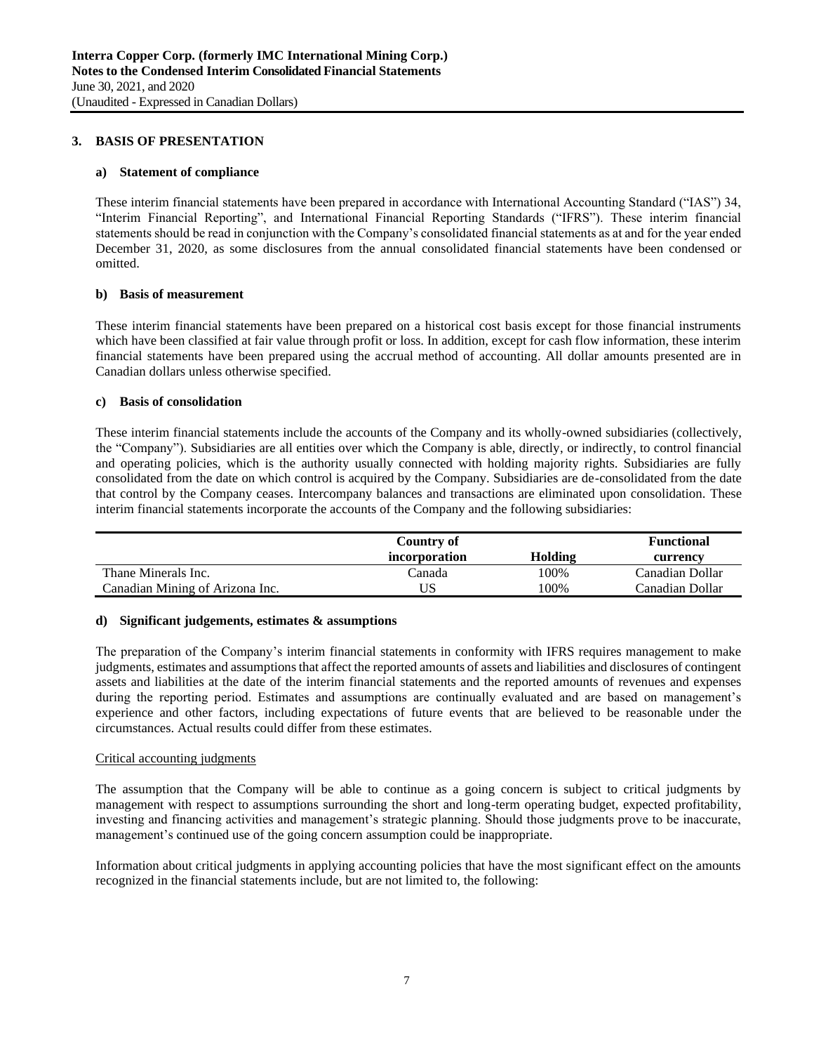## 3. BASIS OF PRESENTATION

### a) Statement of compliance

These interim financial statements have been prepared in accordance with International Accounting Standard ("IAS") 34, "Interim Financial Reporting", and International Financial Reporting Standards ("IFRS"). These interim financial statements should be read in conjunction with the Company's consolidated financial statements as at and for the year ended December 31, 2020, as some disclosures from the annual consolidated financial statements have been condensed or omitted.

### b) Basis of measurement

These interim financial statements have been prepared on a historical cost basis except for those financial instruments which have been classified at fair value through profit or loss. In addition, except for cash flow information, these interim financial statements have been prepared using the accrual method of accounting. All dollar amounts presented are in Canadian dollars unless otherwise specified.

### c) Basis of consolidation

These interim financial statements include the accounts of the Company and its wholly-owned subsidiaries (collectively, the "Company"). Subsidiaries are all entities over which the Company is able, directly, or indirectly, to control financial and operating policies, which is the authority usually connected with holding majority rights. Subsidiaries are fully consolidated from the date on which control is acquired by the Company. Subsidiaries are de-consolidated from the date that control by the Company ceases. Intercompany balances and transactions are eliminated upon consolidation. These interim financial statements incorporate the accounts of the Company and the following subsidiaries:

| | Country of incorporation | Holding | Functional currency |
|---|---|---|---|
| Thane Minerals Inc. | Canada | 100% | Canadian Dollar |
| Canadian Mining of Arizona Inc. | US | 100% | Canadian Dollar |

### d) Significant judgements, estimates & assumptions

The preparation of the Company's interim financial statements in conformity with IFRS requires management to make judgments, estimates and assumptions that affect the reported amounts of assets and liabilities and disclosures of contingent assets and liabilities at the date of the interim financial statements and the reported amounts of revenues and expenses during the reporting period. Estimates and assumptions are continually evaluated and are based on management's experience and other factors, including expectations of future events that are believed to be reasonable under the circumstances. Actual results could differ from these estimates.

Critical accounting judgments

The assumption that the Company will be able to continue as a going concern is subject to critical judgments by management with respect to assumptions surrounding the short and long-term operating budget, expected profitability, investing and financing activities and management's strategic planning. Should those judgments prove to be inaccurate, management's continued use of the going concern assumption could be inappropriate.

Information about critical judgments in applying accounting policies that have the most significant effect on the amounts recognized in the financial statements include, but are not limited to, the following: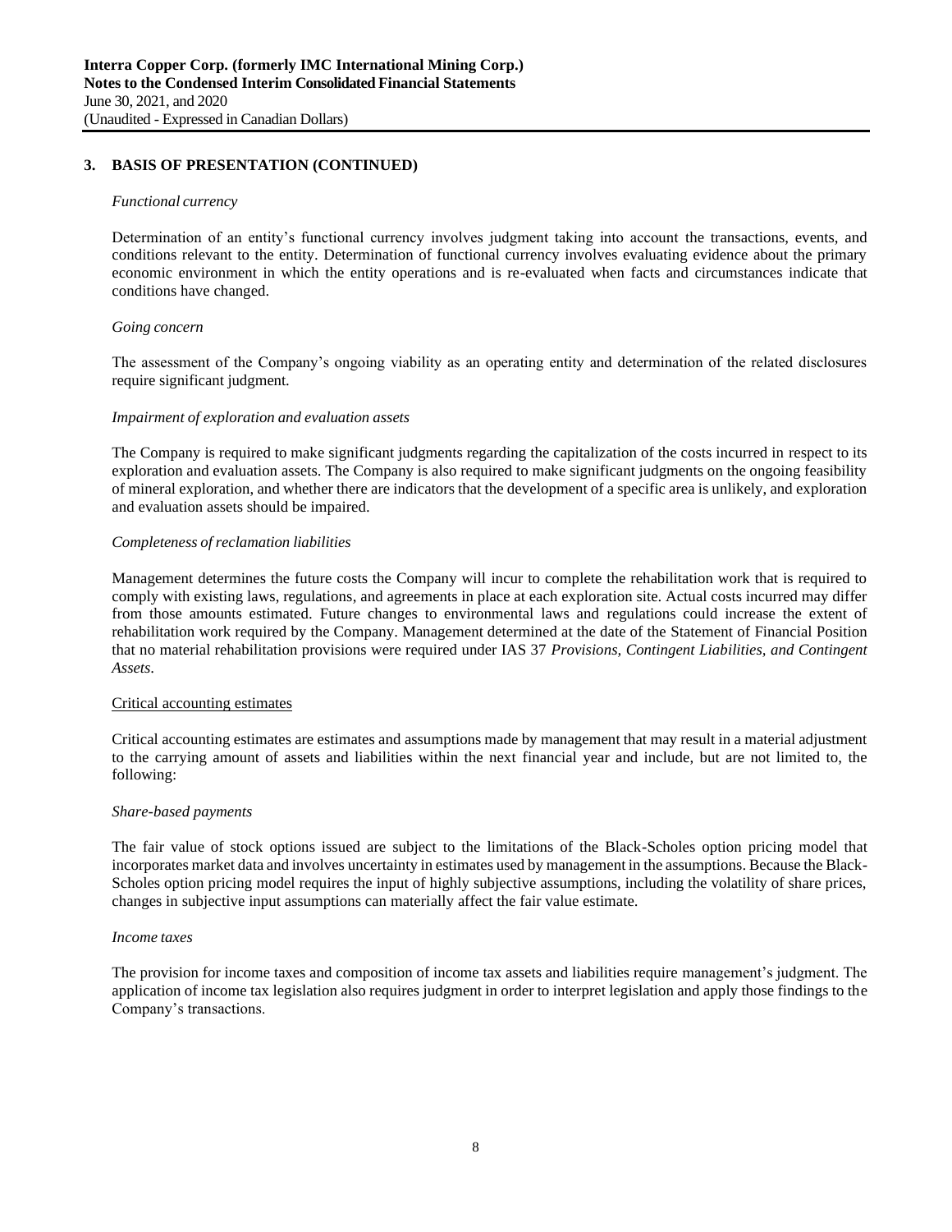## 3. BASIS OF PRESENTATION (CONTINUED)

*Functional currency*

Determination of an entity's functional currency involves judgment taking into account the transactions, events, and conditions relevant to the entity. Determination of functional currency involves evaluating evidence about the primary economic environment in which the entity operations and is re-evaluated when facts and circumstances indicate that conditions have changed.

*Going concern*

The assessment of the Company's ongoing viability as an operating entity and determination of the related disclosures require significant judgment.

*Impairment of exploration and evaluation assets*

The Company is required to make significant judgments regarding the capitalization of the costs incurred in respect to its exploration and evaluation assets. The Company is also required to make significant judgments on the ongoing feasibility of mineral exploration, and whether there are indicators that the development of a specific area is unlikely, and exploration and evaluation assets should be impaired.

*Completeness of reclamation liabilities*

Management determines the future costs the Company will incur to complete the rehabilitation work that is required to comply with existing laws, regulations, and agreements in place at each exploration site. Actual costs incurred may differ from those amounts estimated. Future changes to environmental laws and regulations could increase the extent of rehabilitation work required by the Company. Management determined at the date of the Statement of Financial Position that no material rehabilitation provisions were required under IAS 37 *Provisions, Contingent Liabilities, and Contingent Assets*.

Critical accounting estimates

Critical accounting estimates are estimates and assumptions made by management that may result in a material adjustment to the carrying amount of assets and liabilities within the next financial year and include, but are not limited to, the following:

*Share-based payments*

The fair value of stock options issued are subject to the limitations of the Black-Scholes option pricing model that incorporates market data and involves uncertainty in estimates used by management in the assumptions. Because the Black-Scholes option pricing model requires the input of highly subjective assumptions, including the volatility of share prices, changes in subjective input assumptions can materially affect the fair value estimate.

*Income taxes*

The provision for income taxes and composition of income tax assets and liabilities require management's judgment. The application of income tax legislation also requires judgment in order to interpret legislation and apply those findings to the Company's transactions.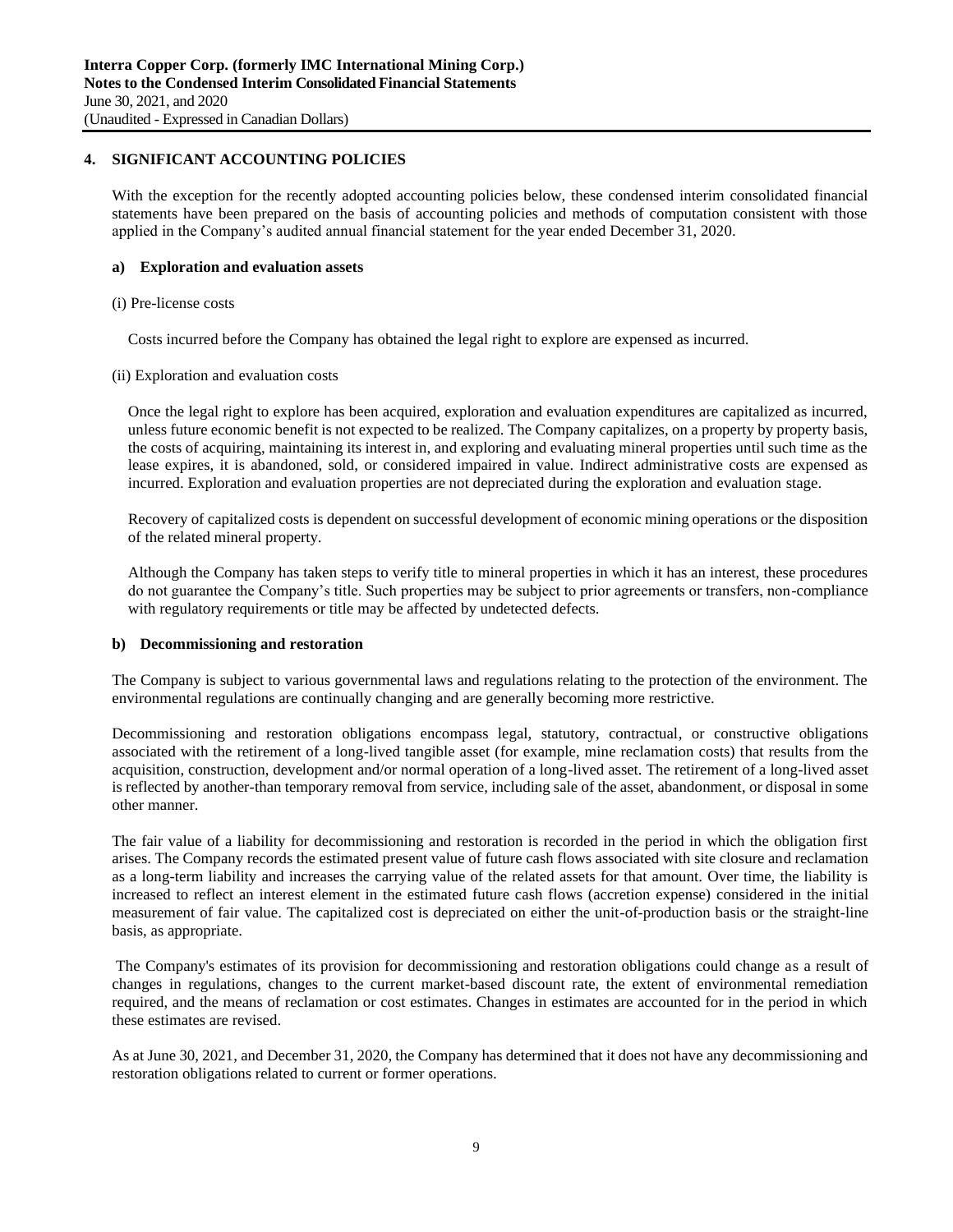## 4. SIGNIFICANT ACCOUNTING POLICIES

With the exception for the recently adopted accounting policies below, these condensed interim consolidated financial statements have been prepared on the basis of accounting policies and methods of computation consistent with those applied in the Company's audited annual financial statement for the year ended December 31, 2020.

### a) Exploration and evaluation assets

(i) Pre-license costs

Costs incurred before the Company has obtained the legal right to explore are expensed as incurred.

(ii) Exploration and evaluation costs

Once the legal right to explore has been acquired, exploration and evaluation expenditures are capitalized as incurred, unless future economic benefit is not expected to be realized. The Company capitalizes, on a property by property basis, the costs of acquiring, maintaining its interest in, and exploring and evaluating mineral properties until such time as the lease expires, it is abandoned, sold, or considered impaired in value. Indirect administrative costs are expensed as incurred. Exploration and evaluation properties are not depreciated during the exploration and evaluation stage.

Recovery of capitalized costs is dependent on successful development of economic mining operations or the disposition of the related mineral property.

Although the Company has taken steps to verify title to mineral properties in which it has an interest, these procedures do not guarantee the Company's title. Such properties may be subject to prior agreements or transfers, non-compliance with regulatory requirements or title may be affected by undetected defects.

### b) Decommissioning and restoration

The Company is subject to various governmental laws and regulations relating to the protection of the environment. The environmental regulations are continually changing and are generally becoming more restrictive.

Decommissioning and restoration obligations encompass legal, statutory, contractual, or constructive obligations associated with the retirement of a long-lived tangible asset (for example, mine reclamation costs) that results from the acquisition, construction, development and/or normal operation of a long-lived asset. The retirement of a long-lived asset is reflected by another-than temporary removal from service, including sale of the asset, abandonment, or disposal in some other manner.

The fair value of a liability for decommissioning and restoration is recorded in the period in which the obligation first arises. The Company records the estimated present value of future cash flows associated with site closure and reclamation as a long-term liability and increases the carrying value of the related assets for that amount. Over time, the liability is increased to reflect an interest element in the estimated future cash flows (accretion expense) considered in the initial measurement of fair value. The capitalized cost is depreciated on either the unit-of-production basis or the straight-line basis, as appropriate.

The Company's estimates of its provision for decommissioning and restoration obligations could change as a result of changes in regulations, changes to the current market-based discount rate, the extent of environmental remediation required, and the means of reclamation or cost estimates. Changes in estimates are accounted for in the period in which these estimates are revised.

As at June 30, 2021, and December 31, 2020, the Company has determined that it does not have any decommissioning and restoration obligations related to current or former operations.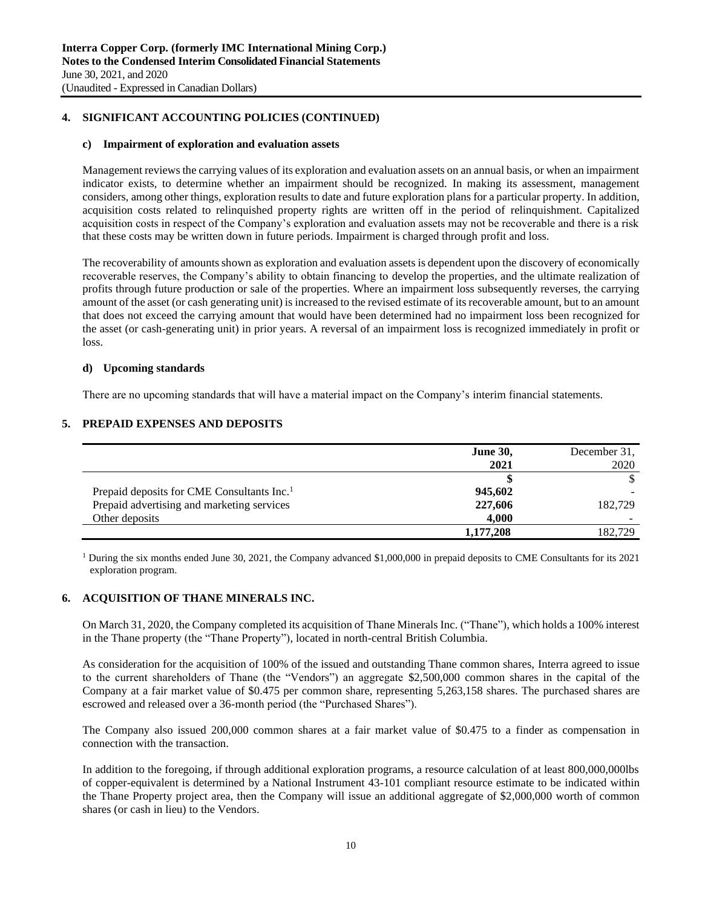## 4. SIGNIFICANT ACCOUNTING POLICIES (CONTINUED)

### c) Impairment of exploration and evaluation assets

Management reviews the carrying values of its exploration and evaluation assets on an annual basis, or when an impairment indicator exists, to determine whether an impairment should be recognized. In making its assessment, management considers, among other things, exploration results to date and future exploration plans for a particular property. In addition, acquisition costs related to relinquished property rights are written off in the period of relinquishment. Capitalized acquisition costs in respect of the Company's exploration and evaluation assets may not be recoverable and there is a risk that these costs may be written down in future periods. Impairment is charged through profit and loss.

The recoverability of amounts shown as exploration and evaluation assets is dependent upon the discovery of economically recoverable reserves, the Company's ability to obtain financing to develop the properties, and the ultimate realization of profits through future production or sale of the properties. Where an impairment loss subsequently reverses, the carrying amount of the asset (or cash generating unit) is increased to the revised estimate of its recoverable amount, but to an amount that does not exceed the carrying amount that would have been determined had no impairment loss been recognized for the asset (or cash-generating unit) in prior years. A reversal of an impairment loss is recognized immediately in profit or loss.

### d) Upcoming standards

There are no upcoming standards that will have a material impact on the Company's interim financial statements.

## 5. PREPAID EXPENSES AND DEPOSITS

| | **June 30, 2021** | December 31, 2020 |
|---|---|---|
| | **$** | $ |
| Prepaid deposits for CME Consultants Inc.[1] | **945,602** | - |
| Prepaid advertising and marketing services | **227,606** | 182,729 |
| Other deposits | **4,000** | - |
| | **1,177,208** | 182,729 |

[1] During the six months ended June 30, 2021, the Company advanced $1,000,000 in prepaid deposits to CME Consultants for its 2021 exploration program.

## 6. ACQUISITION OF THANE MINERALS INC.

On March 31, 2020, the Company completed its acquisition of Thane Minerals Inc. ("Thane"), which holds a 100% interest in the Thane property (the "Thane Property"), located in north-central British Columbia.

As consideration for the acquisition of 100% of the issued and outstanding Thane common shares, Interra agreed to issue to the current shareholders of Thane (the "Vendors") an aggregate $2,500,000 common shares in the capital of the Company at a fair market value of $0.475 per common share, representing 5,263,158 shares. The purchased shares are escrowed and released over a 36-month period (the "Purchased Shares").

The Company also issued 200,000 common shares at a fair market value of $0.475 to a finder as compensation in connection with the transaction.

In addition to the foregoing, if through additional exploration programs, a resource calculation of at least 800,000,000lbs of copper-equivalent is determined by a National Instrument 43-101 compliant resource estimate to be indicated within the Thane Property project area, then the Company will issue an additional aggregate of $2,000,000 worth of common shares (or cash in lieu) to the Vendors.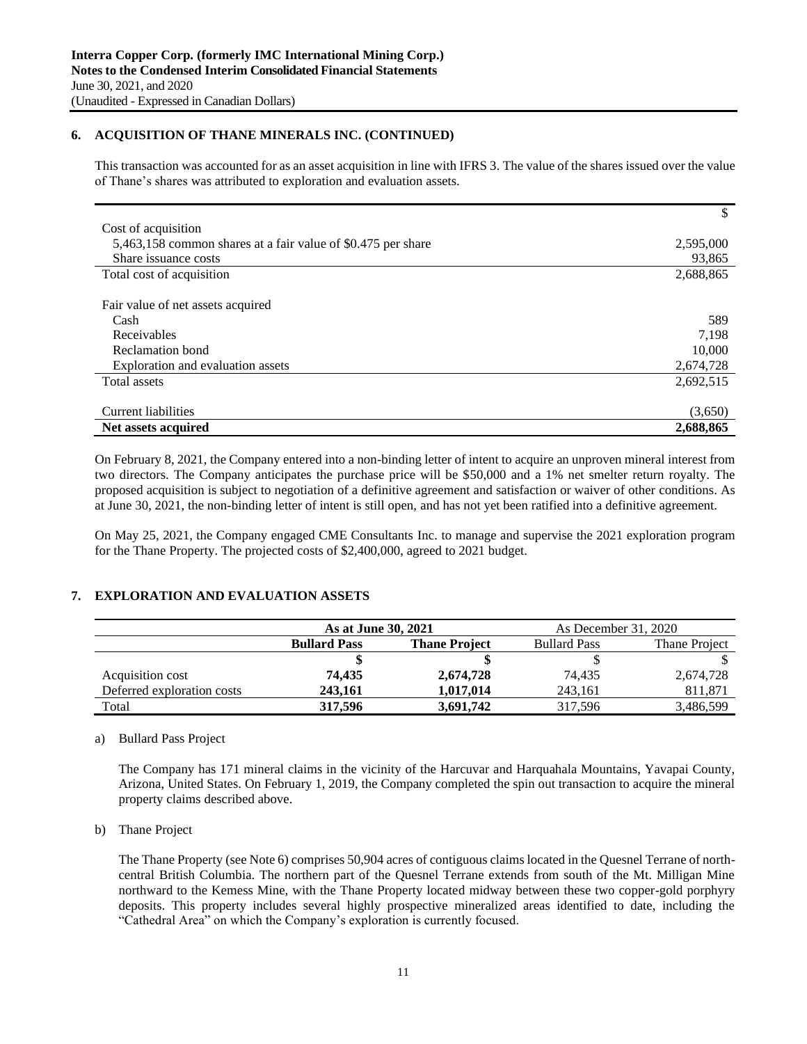## 6. ACQUISITION OF THANE MINERALS INC. (CONTINUED)

This transaction was accounted for as an asset acquisition in line with IFRS 3. The value of the shares issued over the value of Thane's shares was attributed to exploration and evaluation assets.

| | $ |
|---|---|
| Cost of acquisition | |
| 5,463,158 common shares at a fair value of $0.475 per share | 2,595,000 |
| Share issuance costs | 93,865 |
| Total cost of acquisition | 2,688,865 |
| | |
| Fair value of net assets acquired | |
| Cash | 589 |
| Receivables | 7,198 |
| Reclamation bond | 10,000 |
| Exploration and evaluation assets | 2,674,728 |
| Total assets | 2,692,515 |
| | |
| Current liabilities | (3,650) |
| **Net assets acquired** | **2,688,865** |

On February 8, 2021, the Company entered into a non-binding letter of intent to acquire an unproven mineral interest from two directors. The Company anticipates the purchase price will be $50,000 and a 1% net smelter return royalty. The proposed acquisition is subject to negotiation of a definitive agreement and satisfaction or waiver of other conditions. As at June 30, 2021, the non-binding letter of intent is still open, and has not yet been ratified into a definitive agreement.

On May 25, 2021, the Company engaged CME Consultants Inc. to manage and supervise the 2021 exploration program for the Thane Property. The projected costs of $2,400,000, agreed to 2021 budget.

## 7. EXPLORATION AND EVALUATION ASSETS

| | **As at June 30, 2021** | | As December 31, 2020 | |
|---|---|---|---|---|
| | **Bullard Pass** | **Thane Project** | Bullard Pass | Thane Project |
| | **$** | **$** | $ | $ |
| Acquisition cost | **74,435** | **2,674,728** | 74,435 | 2,674,728 |
| Deferred exploration costs | **243,161** | **1,017,014** | 243,161 | 811,871 |
| Total | **317,596** | **3,691,742** | 317,596 | 3,486,599 |

a) Bullard Pass Project

The Company has 171 mineral claims in the vicinity of the Harcuvar and Harquahala Mountains, Yavapai County, Arizona, United States. On February 1, 2019, the Company completed the spin out transaction to acquire the mineral property claims described above.

b) Thane Project

The Thane Property (see Note 6) comprises 50,904 acres of contiguous claims located in the Quesnel Terrane of north-central British Columbia. The northern part of the Quesnel Terrane extends from south of the Mt. Milligan Mine northward to the Kemess Mine, with the Thane Property located midway between these two copper-gold porphyry deposits. This property includes several highly prospective mineralized areas identified to date, including the "Cathedral Area" on which the Company's exploration is currently focused.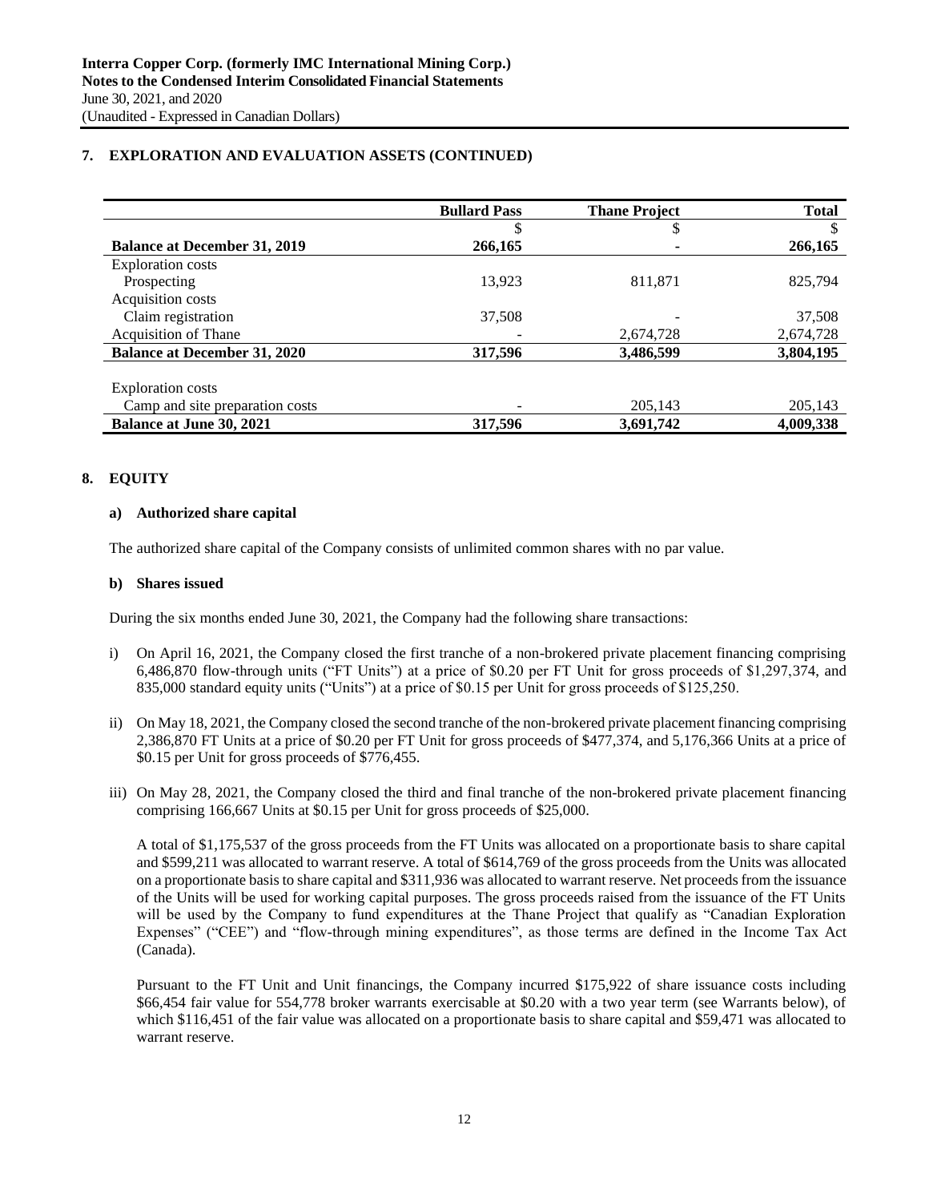## 7. EXPLORATION AND EVALUATION ASSETS (CONTINUED)

| | Bullard Pass | Thane Project | Total |
|---|---|---|---|
| | $ | $ | $ |
| **Balance at December 31, 2019** | **266,165** | **-** | **266,165** |
| Exploration costs | | | |
| Prospecting | 13,923 | 811,871 | 825,794 |
| Acquisition costs | | | |
| Claim registration | 37,508 | - | 37,508 |
| Acquisition of Thane | - | 2,674,728 | 2,674,728 |
| **Balance at December 31, 2020** | **317,596** | **3,486,599** | **3,804,195** |
| Exploration costs | | | |
| Camp and site preparation costs | - | 205,143 | 205,143 |
| **Balance at June 30, 2021** | **317,596** | **3,691,742** | **4,009,338** |

## 8. EQUITY

### a) Authorized share capital

The authorized share capital of the Company consists of unlimited common shares with no par value.

### b) Shares issued

During the six months ended June 30, 2021, the Company had the following share transactions:

i) On April 16, 2021, the Company closed the first tranche of a non-brokered private placement financing comprising 6,486,870 flow-through units ("FT Units") at a price of $0.20 per FT Unit for gross proceeds of $1,297,374, and 835,000 standard equity units ("Units") at a price of $0.15 per Unit for gross proceeds of $125,250.

ii) On May 18, 2021, the Company closed the second tranche of the non-brokered private placement financing comprising 2,386,870 FT Units at a price of $0.20 per FT Unit for gross proceeds of $477,374, and 5,176,366 Units at a price of $0.15 per Unit for gross proceeds of $776,455.

iii) On May 28, 2021, the Company closed the third and final tranche of the non-brokered private placement financing comprising 166,667 Units at $0.15 per Unit for gross proceeds of $25,000.

A total of $1,175,537 of the gross proceeds from the FT Units was allocated on a proportionate basis to share capital and $599,211 was allocated to warrant reserve. A total of $614,769 of the gross proceeds from the Units was allocated on a proportionate basis to share capital and $311,936 was allocated to warrant reserve. Net proceeds from the issuance of the Units will be used for working capital purposes. The gross proceeds raised from the issuance of the FT Units will be used by the Company to fund expenditures at the Thane Project that qualify as "Canadian Exploration Expenses" ("CEE") and "flow-through mining expenditures", as those terms are defined in the Income Tax Act (Canada).

Pursuant to the FT Unit and Unit financings, the Company incurred $175,922 of share issuance costs including $66,454 fair value for 554,778 broker warrants exercisable at $0.20 with a two year term (see Warrants below), of which $116,451 of the fair value was allocated on a proportionate basis to share capital and $59,471 was allocated to warrant reserve.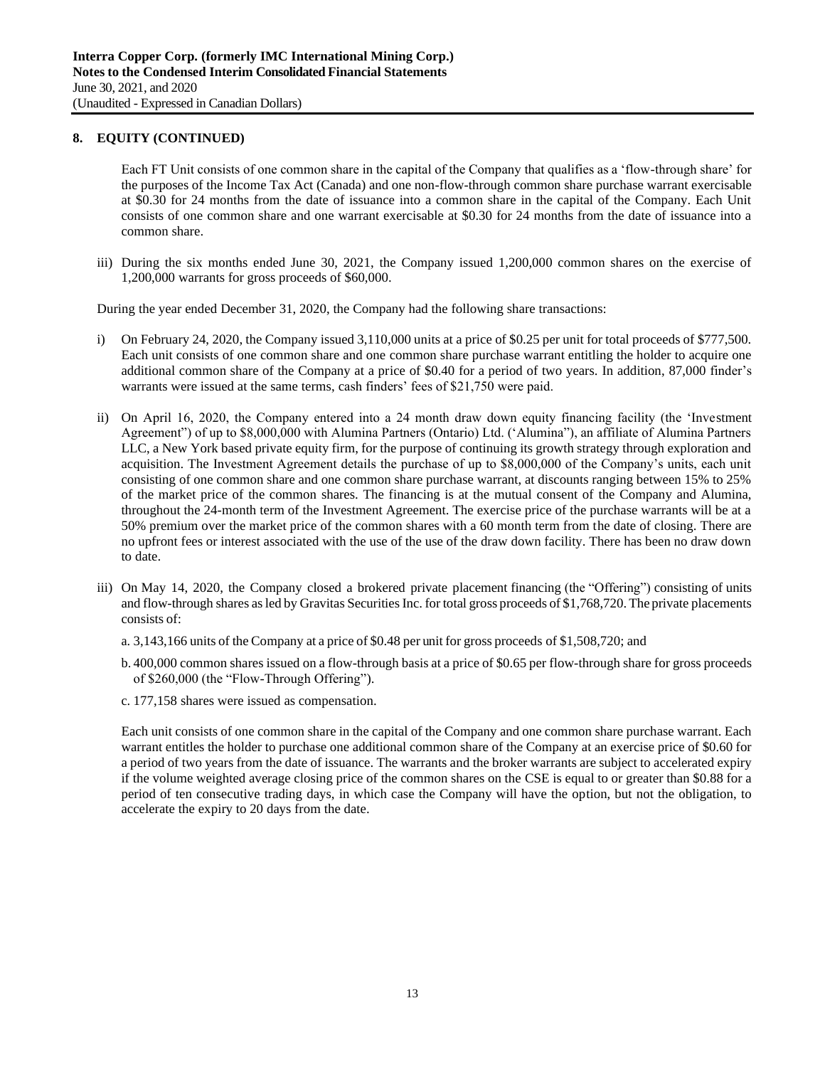## 8. EQUITY (CONTINUED)

Each FT Unit consists of one common share in the capital of the Company that qualifies as a 'flow-through share' for the purposes of the Income Tax Act (Canada) and one non-flow-through common share purchase warrant exercisable at $0.30 for 24 months from the date of issuance into a common share in the capital of the Company. Each Unit consists of one common share and one warrant exercisable at $0.30 for 24 months from the date of issuance into a common share.

iii) During the six months ended June 30, 2021, the Company issued 1,200,000 common shares on the exercise of 1,200,000 warrants for gross proceeds of $60,000.

During the year ended December 31, 2020, the Company had the following share transactions:

i) On February 24, 2020, the Company issued 3,110,000 units at a price of $0.25 per unit for total proceeds of $777,500. Each unit consists of one common share and one common share purchase warrant entitling the holder to acquire one additional common share of the Company at a price of $0.40 for a period of two years. In addition, 87,000 finder's warrants were issued at the same terms, cash finders' fees of $21,750 were paid.

ii) On April 16, 2020, the Company entered into a 24 month draw down equity financing facility (the 'Investment Agreement") of up to $8,000,000 with Alumina Partners (Ontario) Ltd. ('Alumina"), an affiliate of Alumina Partners LLC, a New York based private equity firm, for the purpose of continuing its growth strategy through exploration and acquisition. The Investment Agreement details the purchase of up to $8,000,000 of the Company's units, each unit consisting of one common share and one common share purchase warrant, at discounts ranging between 15% to 25% of the market price of the common shares. The financing is at the mutual consent of the Company and Alumina, throughout the 24-month term of the Investment Agreement. The exercise price of the purchase warrants will be at a 50% premium over the market price of the common shares with a 60 month term from the date of closing. There are no upfront fees or interest associated with the use of the use of the draw down facility. There has been no draw down to date.

iii) On May 14, 2020, the Company closed a brokered private placement financing (the "Offering") consisting of units and flow-through shares as led by Gravitas Securities Inc. for total gross proceeds of $1,768,720. The private placements consists of:

a. 3,143,166 units of the Company at a price of $0.48 per unit for gross proceeds of $1,508,720; and

b. 400,000 common shares issued on a flow-through basis at a price of $0.65 per flow-through share for gross proceeds of $260,000 (the "Flow-Through Offering").

c. 177,158 shares were issued as compensation.

Each unit consists of one common share in the capital of the Company and one common share purchase warrant. Each warrant entitles the holder to purchase one additional common share of the Company at an exercise price of $0.60 for a period of two years from the date of issuance. The warrants and the broker warrants are subject to accelerated expiry if the volume weighted average closing price of the common shares on the CSE is equal to or greater than $0.88 for a period of ten consecutive trading days, in which case the Company will have the option, but not the obligation, to accelerate the expiry to 20 days from the date.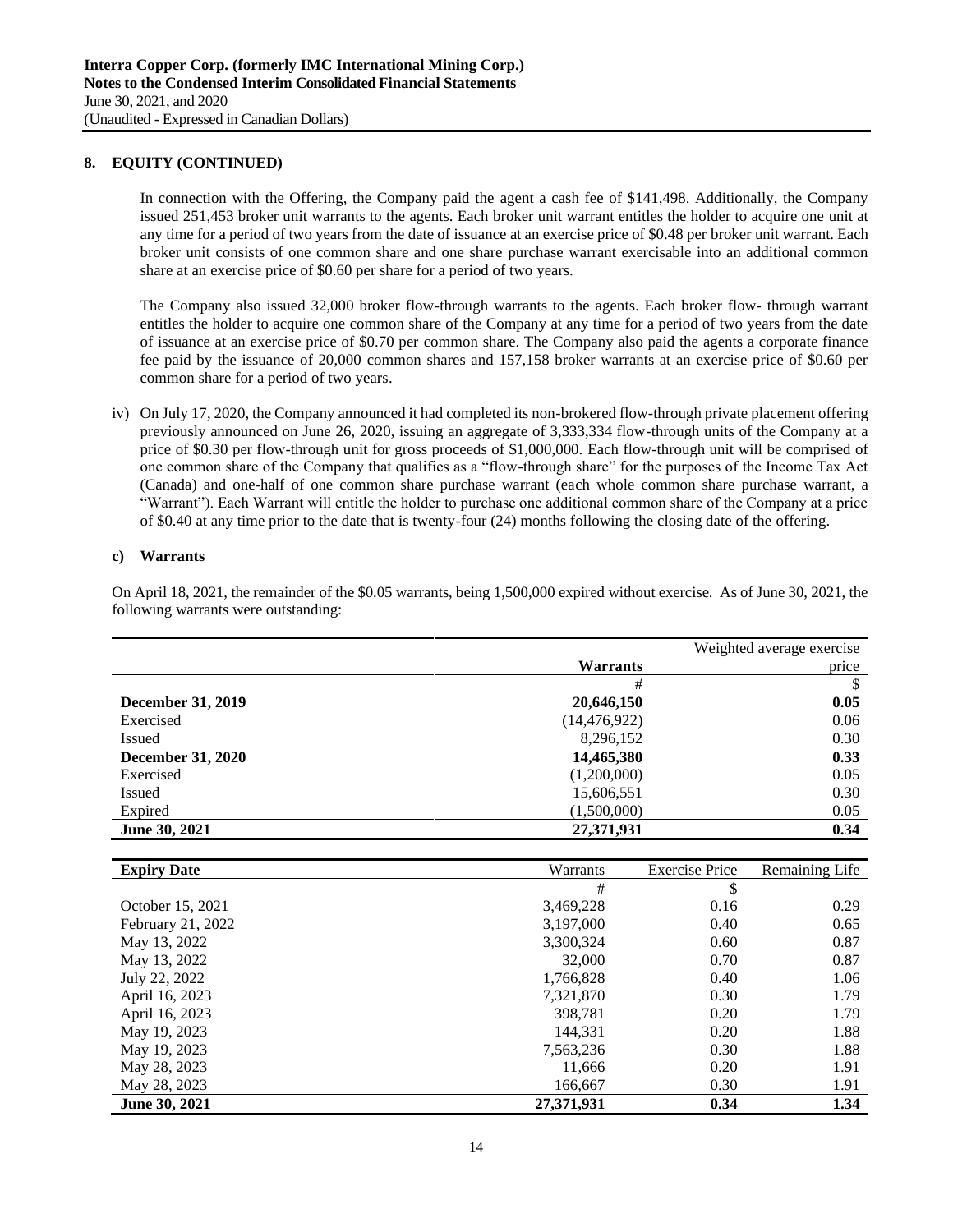## 8. EQUITY (CONTINUED)

In connection with the Offering, the Company paid the agent a cash fee of $141,498. Additionally, the Company issued 251,453 broker unit warrants to the agents. Each broker unit warrant entitles the holder to acquire one unit at any time for a period of two years from the date of issuance at an exercise price of $0.48 per broker unit warrant. Each broker unit consists of one common share and one share purchase warrant exercisable into an additional common share at an exercise price of $0.60 per share for a period of two years.

The Company also issued 32,000 broker flow-through warrants to the agents. Each broker flow- through warrant entitles the holder to acquire one common share of the Company at any time for a period of two years from the date of issuance at an exercise price of $0.70 per common share. The Company also paid the agents a corporate finance fee paid by the issuance of 20,000 common shares and 157,158 broker warrants at an exercise price of $0.60 per common share for a period of two years.

iv) On July 17, 2020, the Company announced it had completed its non-brokered flow-through private placement offering previously announced on June 26, 2020, issuing an aggregate of 3,333,334 flow-through units of the Company at a price of $0.30 per flow-through unit for gross proceeds of $1,000,000. Each flow-through unit will be comprised of one common share of the Company that qualifies as a "flow-through share" for the purposes of the Income Tax Act (Canada) and one-half of one common share purchase warrant (each whole common share purchase warrant, a "Warrant"). Each Warrant will entitle the holder to purchase one additional common share of the Company at a price of $0.40 at any time prior to the date that is twenty-four (24) months following the closing date of the offering.

### c) Warrants

On April 18, 2021, the remainder of the $0.05 warrants, being 1,500,000 expired without exercise. As of June 30, 2021, the following warrants were outstanding:

| | Warrants | Weighted average exercise price |
|---|---|---|
| | # | $ |
| **December 31, 2019** | **20,646,150** | **0.05** |
| Exercised | (14,476,922) | 0.06 |
| Issued | 8,296,152 | 0.30 |
| **December 31, 2020** | **14,465,380** | **0.33** |
| Exercised | (1,200,000) | 0.05 |
| Issued | 15,606,551 | 0.30 |
| Expired | (1,500,000) | 0.05 |
| **June 30, 2021** | **27,371,931** | **0.34** |

| Expiry Date | Warrants | Exercise Price | Remaining Life |
|---|---|---|---|
| | # | $ | |
| October 15, 2021 | 3,469,228 | 0.16 | 0.29 |
| February 21, 2022 | 3,197,000 | 0.40 | 0.65 |
| May 13, 2022 | 3,300,324 | 0.60 | 0.87 |
| May 13, 2022 | 32,000 | 0.70 | 0.87 |
| July 22, 2022 | 1,766,828 | 0.40 | 1.06 |
| April 16, 2023 | 7,321,870 | 0.30 | 1.79 |
| April 16, 2023 | 398,781 | 0.20 | 1.79 |
| May 19, 2023 | 144,331 | 0.20 | 1.88 |
| May 19, 2023 | 7,563,236 | 0.30 | 1.88 |
| May 28, 2023 | 11,666 | 0.20 | 1.91 |
| May 28, 2023 | 166,667 | 0.30 | 1.91 |
| **June 30, 2021** | **27,371,931** | **0.34** | **1.34** |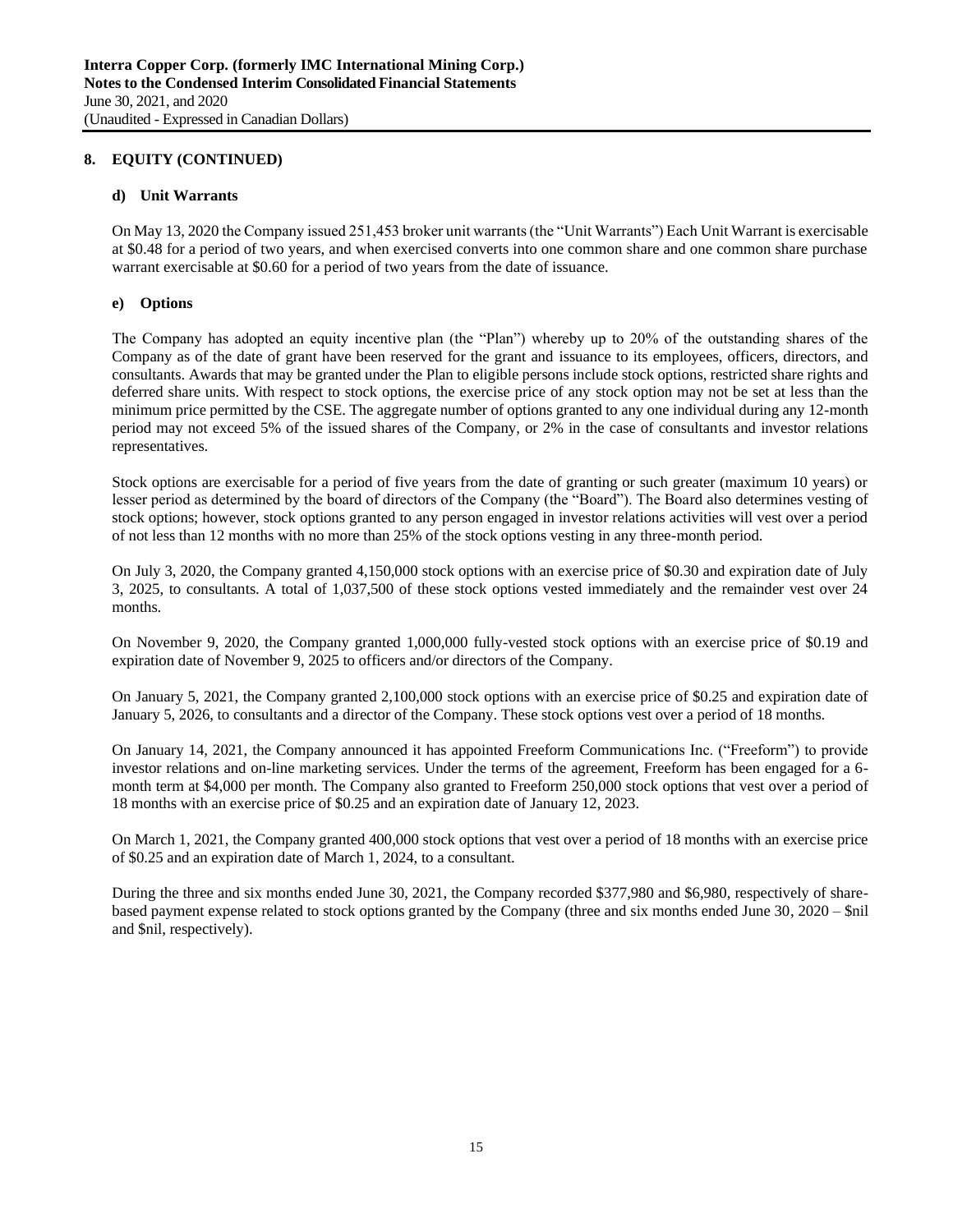## 8. EQUITY (CONTINUED)

### d) Unit Warrants

On May 13, 2020 the Company issued 251,453 broker unit warrants (the "Unit Warrants") Each Unit Warrant is exercisable at $0.48 for a period of two years, and when exercised converts into one common share and one common share purchase warrant exercisable at $0.60 for a period of two years from the date of issuance.

### e) Options

The Company has adopted an equity incentive plan (the "Plan") whereby up to 20% of the outstanding shares of the Company as of the date of grant have been reserved for the grant and issuance to its employees, officers, directors, and consultants. Awards that may be granted under the Plan to eligible persons include stock options, restricted share rights and deferred share units. With respect to stock options, the exercise price of any stock option may not be set at less than the minimum price permitted by the CSE. The aggregate number of options granted to any one individual during any 12-month period may not exceed 5% of the issued shares of the Company, or 2% in the case of consultants and investor relations representatives.

Stock options are exercisable for a period of five years from the date of granting or such greater (maximum 10 years) or lesser period as determined by the board of directors of the Company (the "Board"). The Board also determines vesting of stock options; however, stock options granted to any person engaged in investor relations activities will vest over a period of not less than 12 months with no more than 25% of the stock options vesting in any three-month period.

On July 3, 2020, the Company granted 4,150,000 stock options with an exercise price of $0.30 and expiration date of July 3, 2025, to consultants. A total of 1,037,500 of these stock options vested immediately and the remainder vest over 24 months.

On November 9, 2020, the Company granted 1,000,000 fully-vested stock options with an exercise price of $0.19 and expiration date of November 9, 2025 to officers and/or directors of the Company.

On January 5, 2021, the Company granted 2,100,000 stock options with an exercise price of $0.25 and expiration date of January 5, 2026, to consultants and a director of the Company. These stock options vest over a period of 18 months.

On January 14, 2021, the Company announced it has appointed Freeform Communications Inc. ("Freeform") to provide investor relations and on-line marketing services. Under the terms of the agreement, Freeform has been engaged for a 6-month term at $4,000 per month. The Company also granted to Freeform 250,000 stock options that vest over a period of 18 months with an exercise price of $0.25 and an expiration date of January 12, 2023.

On March 1, 2021, the Company granted 400,000 stock options that vest over a period of 18 months with an exercise price of $0.25 and an expiration date of March 1, 2024, to a consultant.

During the three and six months ended June 30, 2021, the Company recorded $377,980 and $6,980, respectively of share-based payment expense related to stock options granted by the Company (three and six months ended June 30, 2020 – $nil and $nil, respectively).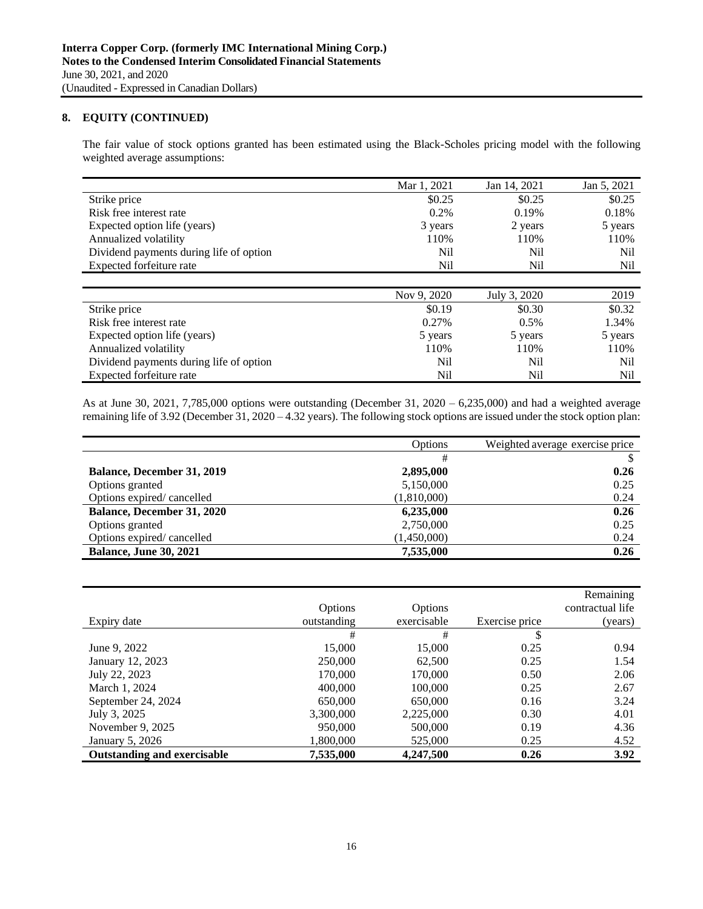## 8. EQUITY (CONTINUED)

The fair value of stock options granted has been estimated using the Black-Scholes pricing model with the following weighted average assumptions:

| | Mar 1, 2021 | Jan 14, 2021 | Jan 5, 2021 |
|---|---|---|---|
| Strike price | $0.25 | $0.25 | $0.25 |
| Risk free interest rate | 0.2% | 0.19% | 0.18% |
| Expected option life (years) | 3 years | 2 years | 5 years |
| Annualized volatility | 110% | 110% | 110% |
| Dividend payments during life of option | Nil | Nil | Nil |
| Expected forfeiture rate | Nil | Nil | Nil |

| | Nov 9, 2020 | July 3, 2020 | 2019 |
|---|---|---|---|
| Strike price | $0.19 | $0.30 | $0.32 |
| Risk free interest rate | 0.27% | 0.5% | 1.34% |
| Expected option life (years) | 5 years | 5 years | 5 years |
| Annualized volatility | 110% | 110% | 110% |
| Dividend payments during life of option | Nil | Nil | Nil |
| Expected forfeiture rate | Nil | Nil | Nil |

As at June 30, 2021, 7,785,000 options were outstanding (December 31, 2020 – 6,235,000) and had a weighted average remaining life of 3.92 (December 31, 2020 – 4.32 years). The following stock options are issued under the stock option plan:

| | Options | Weighted average exercise price |
|---|---|---|
| | # | $ |
| **Balance, December 31, 2019** | **2,895,000** | **0.26** |
| Options granted | 5,150,000 | 0.25 |
| Options expired/ cancelled | (1,810,000) | 0.24 |
| **Balance, December 31, 2020** | **6,235,000** | **0.26** |
| Options granted | 2,750,000 | 0.25 |
| Options expired/ cancelled | (1,450,000) | 0.24 |
| **Balance, June 30, 2021** | **7,535,000** | **0.26** |

| Expiry date | Options outstanding | Options exercisable | Exercise price | Remaining contractual life (years) |
|---|---|---|---|---|
| | # | # | $ | |
| June 9, 2022 | 15,000 | 15,000 | 0.25 | 0.94 |
| January 12, 2023 | 250,000 | 62,500 | 0.25 | 1.54 |
| July 22, 2023 | 170,000 | 170,000 | 0.50 | 2.06 |
| March 1, 2024 | 400,000 | 100,000 | 0.25 | 2.67 |
| September 24, 2024 | 650,000 | 650,000 | 0.16 | 3.24 |
| July 3, 2025 | 3,300,000 | 2,225,000 | 0.30 | 4.01 |
| November 9, 2025 | 950,000 | 500,000 | 0.19 | 4.36 |
| January 5, 2026 | 1,800,000 | 525,000 | 0.25 | 4.52 |
| **Outstanding and exercisable** | **7,535,000** | **4,247,500** | **0.26** | **3.92** |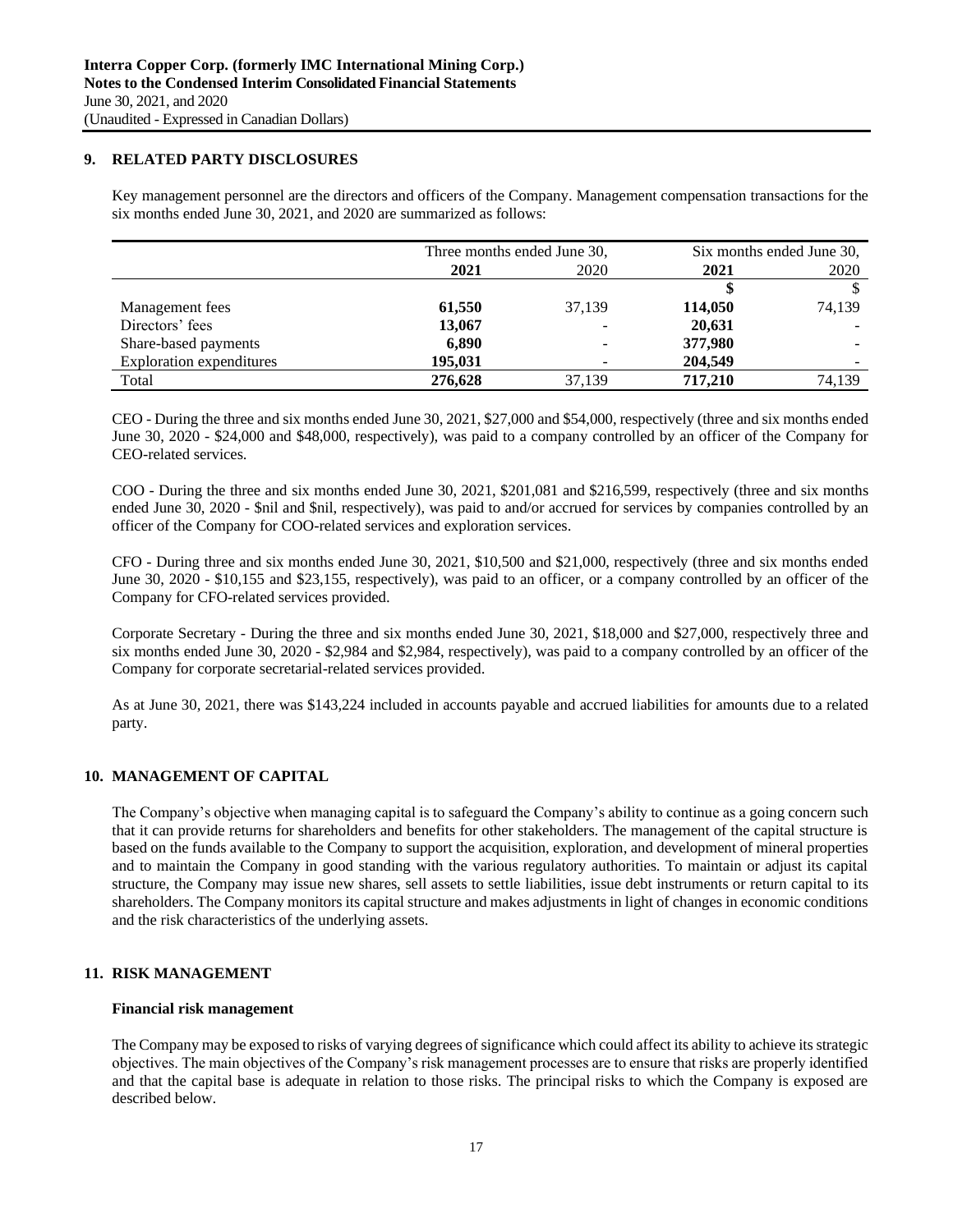## 9. RELATED PARTY DISCLOSURES

Key management personnel are the directors and officers of the Company. Management compensation transactions for the six months ended June 30, 2021, and 2020 are summarized as follows:

| | Three months ended June 30, | | Six months ended June 30, | |
|---|---|---|---|---|
| | **2021** | 2020 | **2021** | 2020 |
| | | | **$** | $ |
| Management fees | **61,550** | 37,139 | **114,050** | 74,139 |
| Directors' fees | **13,067** | - | **20,631** | - |
| Share-based payments | **6,890** | - | **377,980** | - |
| Exploration expenditures | **195,031** | - | **204,549** | - |
| Total | **276,628** | 37,139 | **717,210** | 74,139 |

CEO - During the three and six months ended June 30, 2021, $27,000 and $54,000, respectively (three and six months ended June 30, 2020 - $24,000 and $48,000, respectively), was paid to a company controlled by an officer of the Company for CEO-related services.

COO - During the three and six months ended June 30, 2021, $201,081 and $216,599, respectively (three and six months ended June 30, 2020 - $nil and $nil, respectively), was paid to and/or accrued for services by companies controlled by an officer of the Company for COO-related services and exploration services.

CFO - During three and six months ended June 30, 2021, $10,500 and $21,000, respectively (three and six months ended June 30, 2020 - $10,155 and $23,155, respectively), was paid to an officer, or a company controlled by an officer of the Company for CFO-related services provided.

Corporate Secretary - During the three and six months ended June 30, 2021, $18,000 and $27,000, respectively three and six months ended June 30, 2020 - $2,984 and $2,984, respectively), was paid to a company controlled by an officer of the Company for corporate secretarial-related services provided.

As at June 30, 2021, there was $143,224 included in accounts payable and accrued liabilities for amounts due to a related party.

## 10. MANAGEMENT OF CAPITAL

The Company's objective when managing capital is to safeguard the Company's ability to continue as a going concern such that it can provide returns for shareholders and benefits for other stakeholders. The management of the capital structure is based on the funds available to the Company to support the acquisition, exploration, and development of mineral properties and to maintain the Company in good standing with the various regulatory authorities. To maintain or adjust its capital structure, the Company may issue new shares, sell assets to settle liabilities, issue debt instruments or return capital to its shareholders. The Company monitors its capital structure and makes adjustments in light of changes in economic conditions and the risk characteristics of the underlying assets.

## 11. RISK MANAGEMENT

### Financial risk management

The Company may be exposed to risks of varying degrees of significance which could affect its ability to achieve its strategic objectives. The main objectives of the Company's risk management processes are to ensure that risks are properly identified and that the capital base is adequate in relation to those risks. The principal risks to which the Company is exposed are described below.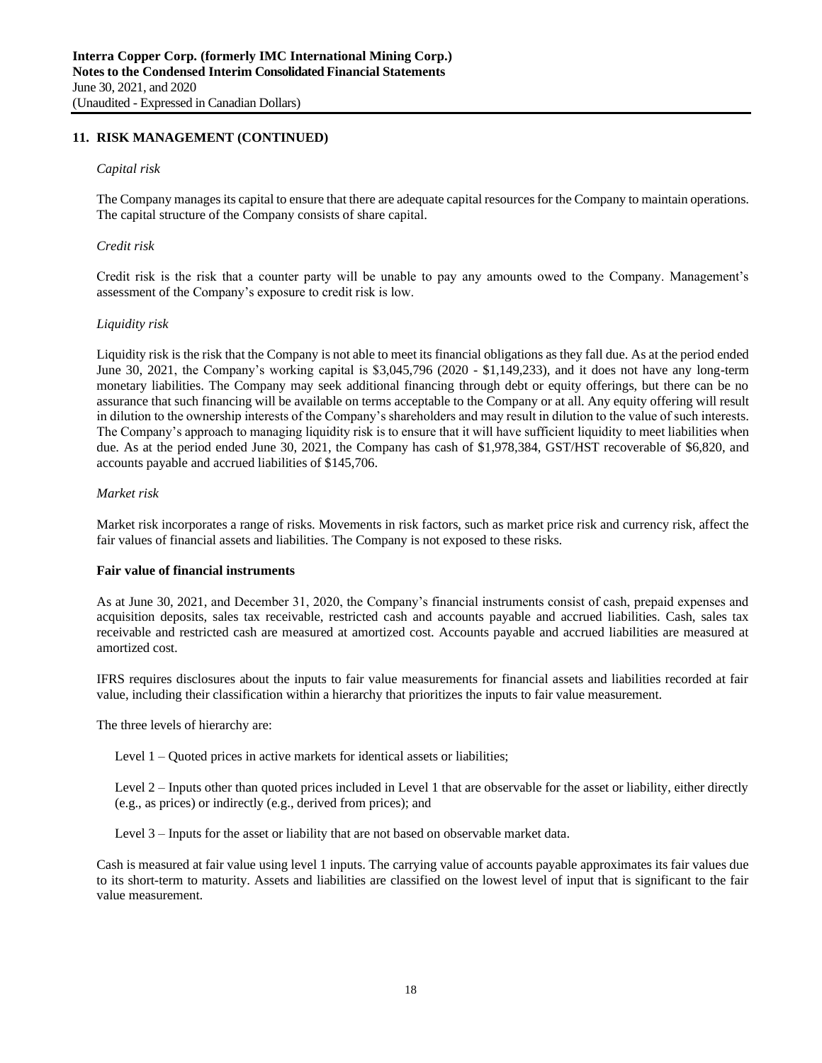## 11. RISK MANAGEMENT (CONTINUED)

*Capital risk*

The Company manages its capital to ensure that there are adequate capital resources for the Company to maintain operations. The capital structure of the Company consists of share capital.

*Credit risk*

Credit risk is the risk that a counter party will be unable to pay any amounts owed to the Company. Management's assessment of the Company's exposure to credit risk is low.

*Liquidity risk*

Liquidity risk is the risk that the Company is not able to meet its financial obligations as they fall due. As at the period ended June 30, 2021, the Company's working capital is $3,045,796 (2020 - $1,149,233), and it does not have any long-term monetary liabilities. The Company may seek additional financing through debt or equity offerings, but there can be no assurance that such financing will be available on terms acceptable to the Company or at all. Any equity offering will result in dilution to the ownership interests of the Company's shareholders and may result in dilution to the value of such interests. The Company's approach to managing liquidity risk is to ensure that it will have sufficient liquidity to meet liabilities when due. As at the period ended June 30, 2021, the Company has cash of $1,978,384, GST/HST recoverable of $6,820, and accounts payable and accrued liabilities of $145,706.

*Market risk*

Market risk incorporates a range of risks. Movements in risk factors, such as market price risk and currency risk, affect the fair values of financial assets and liabilities. The Company is not exposed to these risks.

**Fair value of financial instruments**

As at June 30, 2021, and December 31, 2020, the Company's financial instruments consist of cash, prepaid expenses and acquisition deposits, sales tax receivable, restricted cash and accounts payable and accrued liabilities. Cash, sales tax receivable and restricted cash are measured at amortized cost. Accounts payable and accrued liabilities are measured at amortized cost.

IFRS requires disclosures about the inputs to fair value measurements for financial assets and liabilities recorded at fair value, including their classification within a hierarchy that prioritizes the inputs to fair value measurement.

The three levels of hierarchy are:

Level 1 – Quoted prices in active markets for identical assets or liabilities;

Level 2 – Inputs other than quoted prices included in Level 1 that are observable for the asset or liability, either directly (e.g., as prices) or indirectly (e.g., derived from prices); and

Level 3 – Inputs for the asset or liability that are not based on observable market data.

Cash is measured at fair value using level 1 inputs. The carrying value of accounts payable approximates its fair values due to its short-term to maturity. Assets and liabilities are classified on the lowest level of input that is significant to the fair value measurement.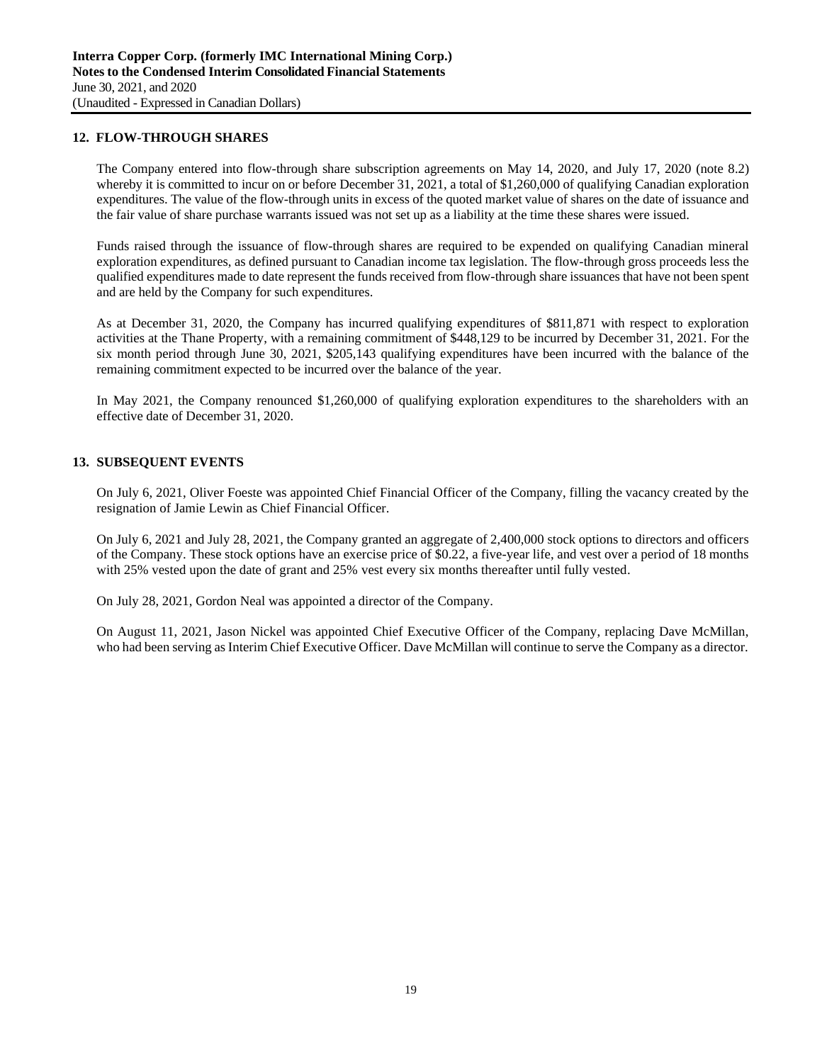## 12. FLOW-THROUGH SHARES

The Company entered into flow-through share subscription agreements on May 14, 2020, and July 17, 2020 (note 8.2) whereby it is committed to incur on or before December 31, 2021, a total of $1,260,000 of qualifying Canadian exploration expenditures. The value of the flow-through units in excess of the quoted market value of shares on the date of issuance and the fair value of share purchase warrants issued was not set up as a liability at the time these shares were issued.

Funds raised through the issuance of flow-through shares are required to be expended on qualifying Canadian mineral exploration expenditures, as defined pursuant to Canadian income tax legislation. The flow-through gross proceeds less the qualified expenditures made to date represent the funds received from flow-through share issuances that have not been spent and are held by the Company for such expenditures.

As at December 31, 2020, the Company has incurred qualifying expenditures of $811,871 with respect to exploration activities at the Thane Property, with a remaining commitment of $448,129 to be incurred by December 31, 2021. For the six month period through June 30, 2021, $205,143 qualifying expenditures have been incurred with the balance of the remaining commitment expected to be incurred over the balance of the year.

In May 2021, the Company renounced $1,260,000 of qualifying exploration expenditures to the shareholders with an effective date of December 31, 2020.

## 13. SUBSEQUENT EVENTS

On July 6, 2021, Oliver Foeste was appointed Chief Financial Officer of the Company, filling the vacancy created by the resignation of Jamie Lewin as Chief Financial Officer.

On July 6, 2021 and July 28, 2021, the Company granted an aggregate of 2,400,000 stock options to directors and officers of the Company. These stock options have an exercise price of $0.22, a five-year life, and vest over a period of 18 months with 25% vested upon the date of grant and 25% vest every six months thereafter until fully vested.

On July 28, 2021, Gordon Neal was appointed a director of the Company.

On August 11, 2021, Jason Nickel was appointed Chief Executive Officer of the Company, replacing Dave McMillan, who had been serving as Interim Chief Executive Officer. Dave McMillan will continue to serve the Company as a director.